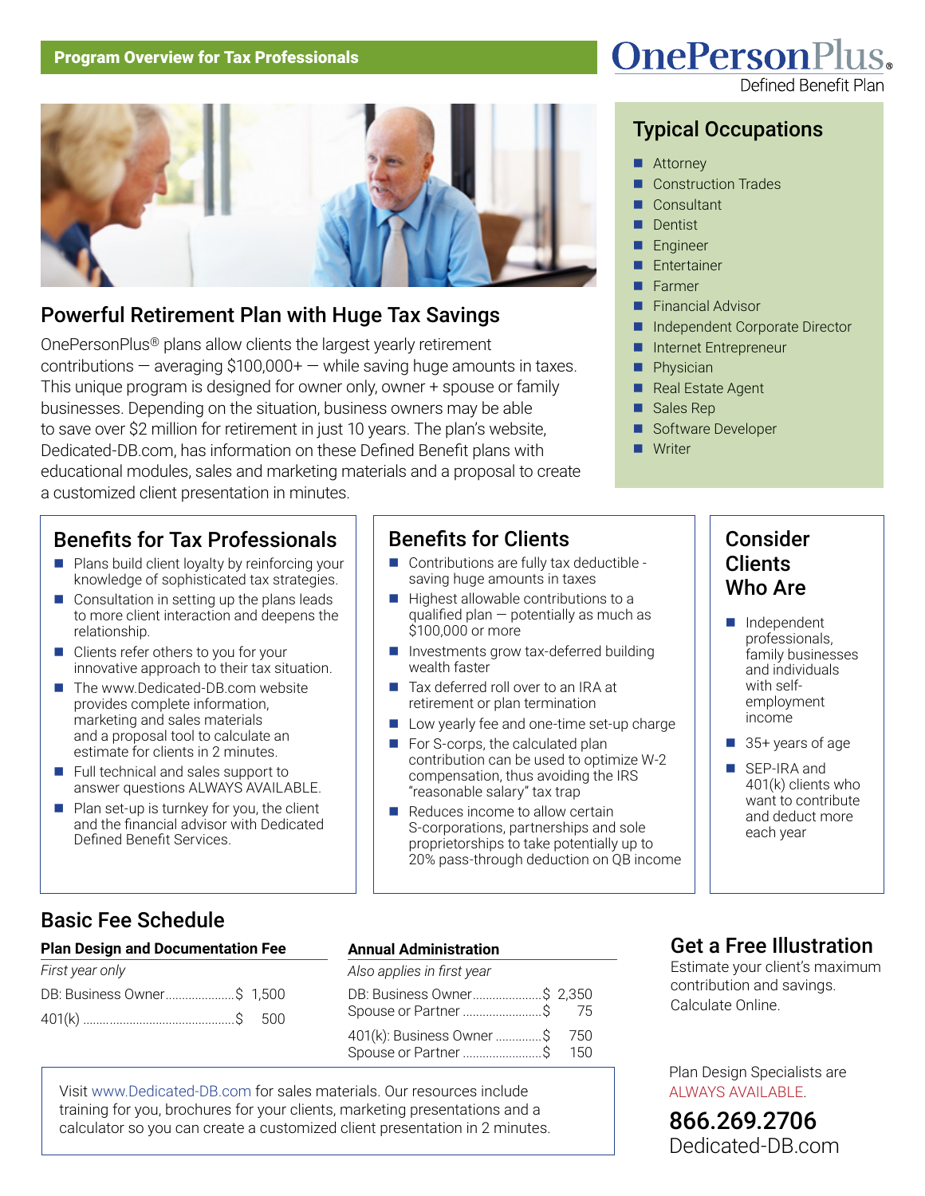Program Overview for Tax Professionals

# OnePersonPlus®

Defined Benefit Plan

## Powerful Retirement Plan with Huge Tax Savings

OnePersonPlus® plans allow clients the largest yearly retirement contributions — averaging $100,000+ — while saving huge amounts in taxes. This unique program is designed for owner only, owner + spouse or family businesses. Depending on the situation, business owners may be able to save over $2 million for retirement in just 10 years. The plan's website, Dedicated-DB.com, has information on these Defined Benefit plans with educational modules, sales and marketing materials and a proposal to create a customized client presentation in minutes.

## Typical Occupations

- Attorney
- Construction Trades
- Consultant
- Dentist
- Engineer
- Entertainer
- Farmer
- Financial Advisor
- Independent Corporate Director
- Internet Entrepreneur
- Physician
- Real Estate Agent
- Sales Rep
- Software Developer
- Writer

## Benefits for Tax Professionals

- Plans build client loyalty by reinforcing your knowledge of sophisticated tax strategies.
- Consultation in setting up the plans leads to more client interaction and deepens the relationship.
- Clients refer others to you for your innovative approach to their tax situation.
- The www.Dedicated-DB.com website provides complete information, marketing and sales materials and a proposal tool to calculate an estimate for clients in 2 minutes.
- Full technical and sales support to answer questions ALWAYS AVAILABLE.
- Plan set-up is turnkey for you, the client and the financial advisor with Dedicated Defined Benefit Services.

## Benefits for Clients

- Contributions are fully tax deductible - saving huge amounts in taxes
- Highest allowable contributions to a qualified plan — potentially as much as $100,000 or more
- Investments grow tax-deferred building wealth faster
- Tax deferred roll over to an IRA at retirement or plan termination
- Low yearly fee and one-time set-up charge
- For S-corps, the calculated plan contribution can be used to optimize W-2 compensation, thus avoiding the IRS "reasonable salary" tax trap
- Reduces income to allow certain S-corporations, partnerships and sole proprietorships to take potentially up to 20% pass-through deduction on QB income

## Consider Clients Who Are

- Independent professionals, family businesses and individuals with self-employment income
- 35+ years of age
- SEP-IRA and 401(k) clients who want to contribute and deduct more each year

## Basic Fee Schedule

**Plan Design and Documentation Fee**

*First year only*

| | |
|---|---|
| DB: Business Owner | $ 1,500 |
| 401(k) | $ 500 |

**Annual Administration**

*Also applies in first year*

| | |
|---|---|
| DB: Business Owner | $ 2,350 |
| Spouse or Partner | $ 75 |
| 401(k): Business Owner | $ 750 |
| Spouse or Partner | $ 150 |

Visit www.Dedicated-DB.com for sales materials. Our resources include training for you, brochures for your clients, marketing presentations and a calculator so you can create a customized client presentation in 2 minutes.

## Get a Free Illustration

Estimate your client's maximum contribution and savings. Calculate Online.

Plan Design Specialists are ALWAYS AVAILABLE.

**866.269.2706**

Dedicated-DB.com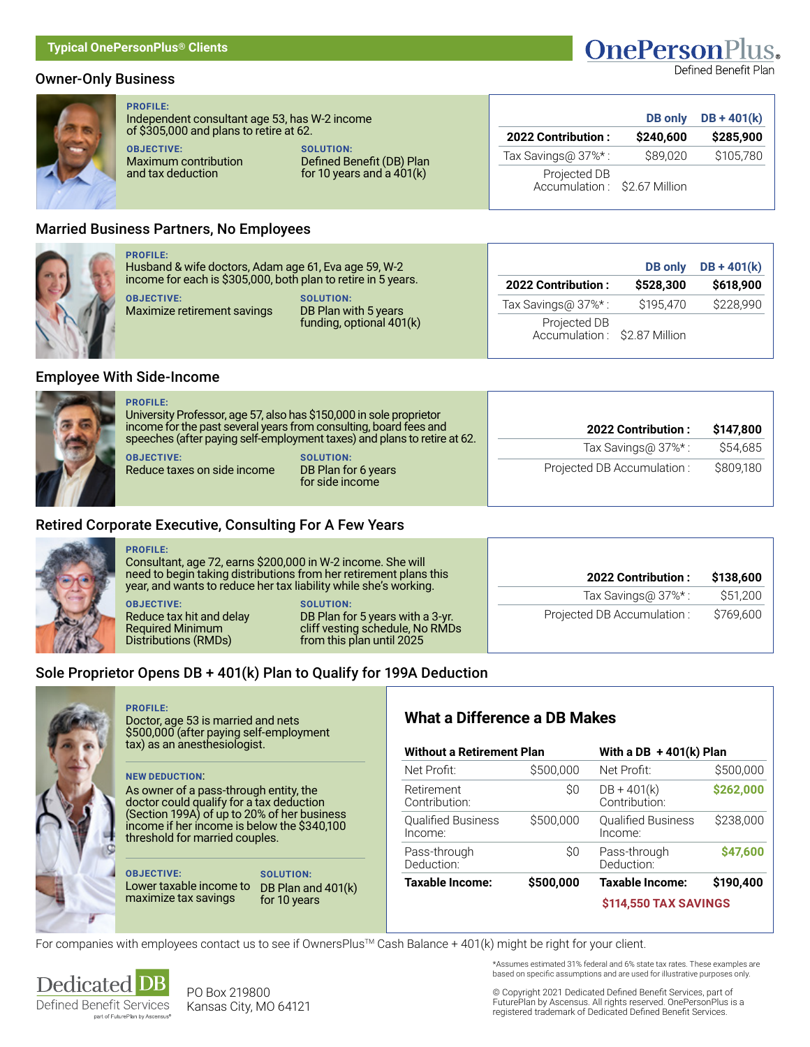## Typical OnePersonPlus® Clients

**OnePersonPlus.** Defined Benefit Plan

### Owner-Only Business

**PROFILE:**
Independent consultant age 53, has W-2 income of $305,000 and plans to retire at 62.

**OBJECTIVE:**
Maximum contribution and tax deduction

**SOLUTION:**
Defined Benefit (DB) Plan for 10 years and a 401(k)

| | DB only | DB + 401(k) |
|---|---|---|
| **2022 Contribution :** | **$240,600** | **$285,900** |
| Tax Savings@ 37%* : | $89,020 | $105,780 |
| Projected DB Accumulation : | $2.67 Million | |

### Married Business Partners, No Employees

**PROFILE:**
Husband & wife doctors, Adam age 61, Eva age 59, W-2 income for each is $305,000, both plan to retire in 5 years.

**OBJECTIVE:**
Maximize retirement savings

**SOLUTION:**
DB Plan with 5 years funding, optional 401(k)

| | DB only | DB + 401(k) |
|---|---|---|
| **2022 Contribution :** | **$528,300** | **$618,900** |
| Tax Savings@ 37%* : | $195,470 | $228,990 |
| Projected DB Accumulation : | $2.87 Million | |

### Employee With Side-Income

**PROFILE:**
University Professor, age 57, also has $150,000 in sole proprietor income for the past several years from consulting, board fees and speeches (after paying self-employment taxes) and plans to retire at 62.

**OBJECTIVE:**
Reduce taxes on side income

**SOLUTION:**
DB Plan for 6 years for side income

| | |
|---|---|
| **2022 Contribution :** | **$147,800** |
| Tax Savings@ 37%* : | $54,685 |
| Projected DB Accumulation : | $809,180 |

### Retired Corporate Executive, Consulting For A Few Years

**PROFILE:**
Consultant, age 72, earns $200,000 in W-2 income. She will need to begin taking distributions from her retirement plans this year, and wants to reduce her tax liability while she's working.

**OBJECTIVE:**
Reduce tax hit and delay Required Minimum Distributions (RMDs)

**SOLUTION:**
DB Plan for 5 years with a 3-yr. cliff vesting schedule, No RMDs from this plan until 2025

| | |
|---|---|
| **2022 Contribution :** | **$138,600** |
| Tax Savings@ 37%* : | $51,200 |
| Projected DB Accumulation : | $769,600 |

### Sole Proprietor Opens DB + 401(k) Plan to Qualify for 199A Deduction

**PROFILE:**
Doctor, age 53 is married and nets $500,000 (after paying self-employment tax) as an anesthesiologist.

**NEW DEDUCTION:**
As owner of a pass-through entity, the doctor could qualify for a tax deduction (Section 199A) of up to 20% of her business income if her income is below the $340,100 threshold for married couples.

**OBJECTIVE:**
Lower taxable income to maximize tax savings

**SOLUTION:**
DB Plan and 401(k) for 10 years

#### What a Difference a DB Makes

| **Without a Retirement Plan** | | **With a DB + 401(k) Plan** | |
|---|---|---|---|
| Net Profit: | $500,000 | Net Profit: | $500,000 |
| Retirement Contribution: | $0 | DB + 401(k) Contribution: | **$262,000** |
| Qualified Business Income: | $500,000 | Qualified Business Income: | $238,000 |
| Pass-through Deduction: | $0 | Pass-through Deduction: | **$47,600** |
| **Taxable Income:** | **$500,000** | **Taxable Income:** | **$190,400** |

**$114,550 TAX SAVINGS**

For companies with employees contact us to see if OwnersPlus™ Cash Balance + 401(k) might be right for your client.

*Assumes estimated 31% federal and 6% state tax rates. These examples are based on specific assumptions and are used for illustrative purposes only.

Dedicated DB
Defined Benefit Services
part of FuturePlan by Ascensus®

PO Box 219800
Kansas City, MO 64121

© Copyright 2021 Dedicated Defined Benefit Services, part of FuturePlan by Ascensus. All rights reserved. OnePersonPlus is a registered trademark of Dedicated Defined Benefit Services.